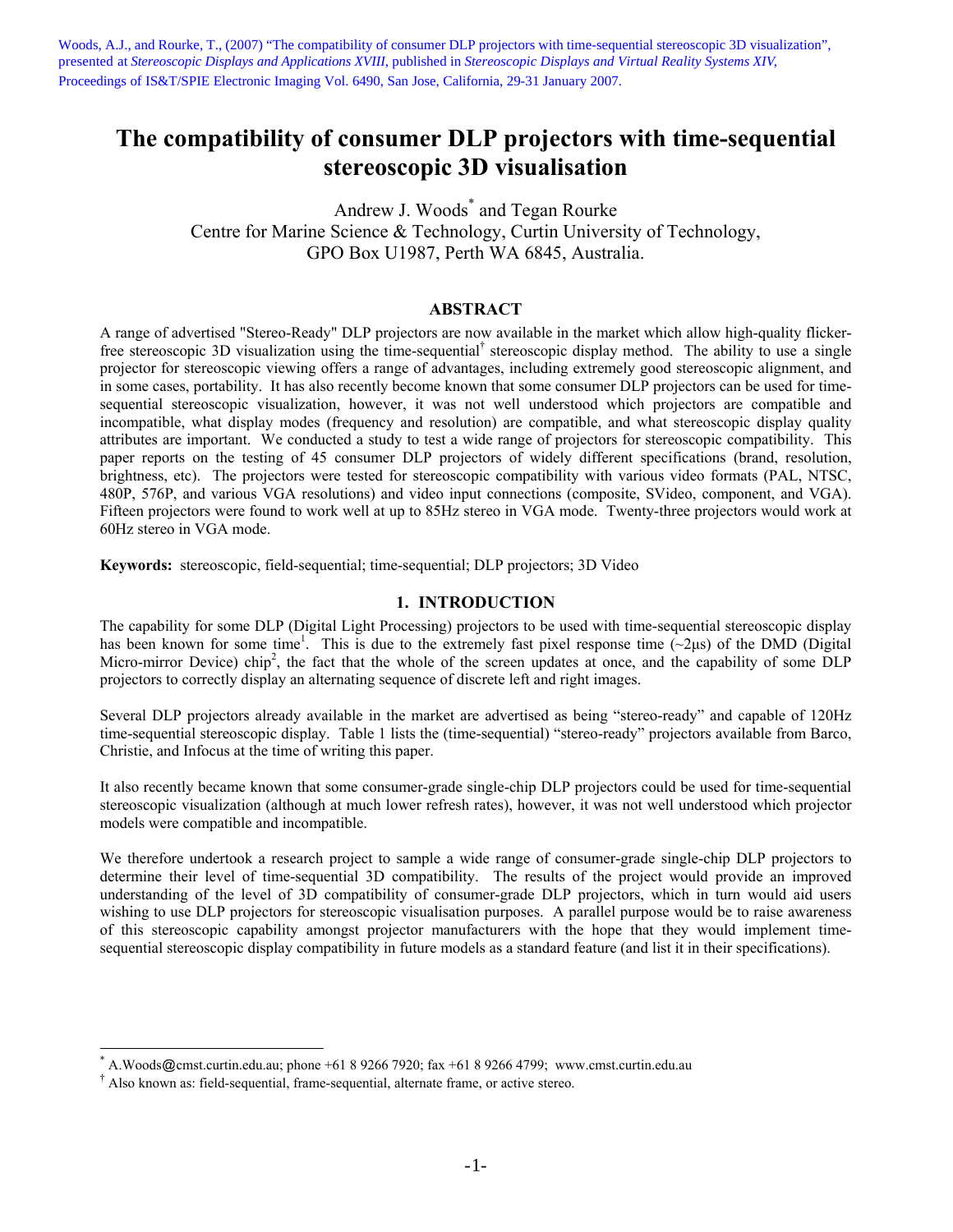Woods, A.J., and Rourke, T., (2007) "The compatibility of consumer DLP projectors with time-sequential stereoscopic 3D visualization", presented at *Stereoscopic Displays and Applications XVIII*, published in *Stereoscopic Displays and Virtual Reality Systems XIV*, Proceedings of IS&T/SPIE Electronic Imaging Vol. 6490, San Jose, California, 29-31 January 2007.

# The compatibility of consumer DLP projectors with time-sequential stereoscopic 3D visualisation

Andrew J. Woods[*] and Tegan Rourke
Centre for Marine Science & Technology, Curtin University of Technology,
GPO Box U1987, Perth WA 6845, Australia.

## ABSTRACT

A range of advertised "Stereo-Ready" DLP projectors are now available in the market which allow high-quality flicker-free stereoscopic 3D visualization using the time-sequential[†] stereoscopic display method. The ability to use a single projector for stereoscopic viewing offers a range of advantages, including extremely good stereoscopic alignment, and in some cases, portability. It has also recently become known that some consumer DLP projectors can be used for time-sequential stereoscopic visualization, however, it was not well understood which projectors are compatible and incompatible, what display modes (frequency and resolution) are compatible, and what stereoscopic display quality attributes are important. We conducted a study to test a wide range of projectors for stereoscopic compatibility. This paper reports on the testing of 45 consumer DLP projectors of widely different specifications (brand, resolution, brightness, etc). The projectors were tested for stereoscopic compatibility with various video formats (PAL, NTSC, 480P, 576P, and various VGA resolutions) and video input connections (composite, SVideo, component, and VGA). Fifteen projectors were found to work well at up to 85Hz stereo in VGA mode. Twenty-three projectors would work at 60Hz stereo in VGA mode.

**Keywords:** stereoscopic, field-sequential; time-sequential; DLP projectors; 3D Video

## 1. INTRODUCTION

The capability for some DLP (Digital Light Processing) projectors to be used with time-sequential stereoscopic display has been known for some time[1]. This is due to the extremely fast pixel response time (~2µs) of the DMD (Digital Micro-mirror Device) chip[2], the fact that the whole of the screen updates at once, and the capability of some DLP projectors to correctly display an alternating sequence of discrete left and right images.

Several DLP projectors already available in the market are advertised as being "stereo-ready" and capable of 120Hz time-sequential stereoscopic display. Table 1 lists the (time-sequential) "stereo-ready" projectors available from Barco, Christie, and Infocus at the time of writing this paper.

It also recently became known that some consumer-grade single-chip DLP projectors could be used for time-sequential stereoscopic visualization (although at much lower refresh rates), however, it was not well understood which projector models were compatible and incompatible.

We therefore undertook a research project to sample a wide range of consumer-grade single-chip DLP projectors to determine their level of time-sequential 3D compatibility. The results of the project would provide an improved understanding of the level of 3D compatibility of consumer-grade DLP projectors, which in turn would aid users wishing to use DLP projectors for stereoscopic visualisation purposes. A parallel purpose would be to raise awareness of this stereoscopic capability amongst projector manufacturers with the hope that they would implement time-sequential stereoscopic display compatibility in future models as a standard feature (and list it in their specifications).

---

[*] A.Woods@cmst.curtin.edu.au; phone +61 8 9266 7920; fax +61 8 9266 4799; www.cmst.curtin.edu.au

[†] Also known as: field-sequential, frame-sequential, alternate frame, or active stereo.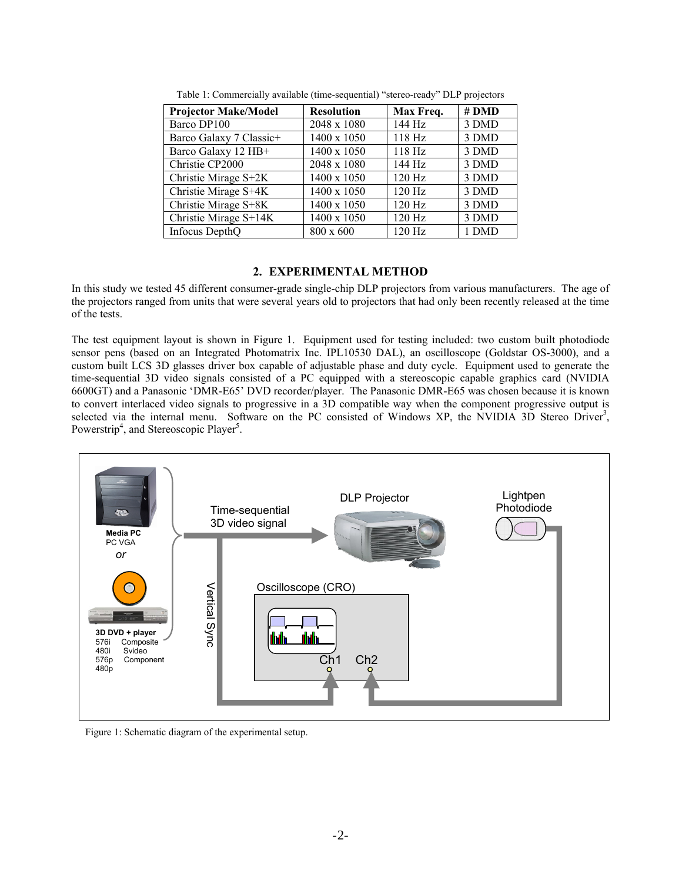Table 1: Commercially available (time-sequential) "stereo-ready" DLP projectors

| Projector Make/Model | Resolution | Max Freq. | # DMD |
|---|---|---|---|
| Barco DP100 | 2048 x 1080 | 144 Hz | 3 DMD |
| Barco Galaxy 7 Classic+ | 1400 x 1050 | 118 Hz | 3 DMD |
| Barco Galaxy 12 HB+ | 1400 x 1050 | 118 Hz | 3 DMD |
| Christie CP2000 | 2048 x 1080 | 144 Hz | 3 DMD |
| Christie Mirage S+2K | 1400 x 1050 | 120 Hz | 3 DMD |
| Christie Mirage S+4K | 1400 x 1050 | 120 Hz | 3 DMD |
| Christie Mirage S+8K | 1400 x 1050 | 120 Hz | 3 DMD |
| Christie Mirage S+14K | 1400 x 1050 | 120 Hz | 3 DMD |
| Infocus DepthQ | 800 x 600 | 120 Hz | 1 DMD |

## 2. EXPERIMENTAL METHOD

In this study we tested 45 different consumer-grade single-chip DLP projectors from various manufacturers. The age of the projectors ranged from units that were several years old to projectors that had only been recently released at the time of the tests.

The test equipment layout is shown in Figure 1. Equipment used for testing included: two custom built photodiode sensor pens (based on an Integrated Photomatrix Inc. IPL10530 DAL), an oscilloscope (Goldstar OS-3000), and a custom built LCS 3D glasses driver box capable of adjustable phase and duty cycle. Equipment used to generate the time-sequential 3D video signals consisted of a PC equipped with a stereoscopic capable graphics card (NVIDIA 6600GT) and a Panasonic 'DMR-E65' DVD recorder/player. The Panasonic DMR-E65 was chosen because it is known to convert interlaced video signals to progressive in a 3D compatible way when the component progressive output is selected via the internal menu. Software on the PC consisted of Windows XP, the NVIDIA 3D Stereo Driver[3], Powerstrip[4], and Stereoscopic Player[5].

Figure 1: Schematic diagram of the experimental setup.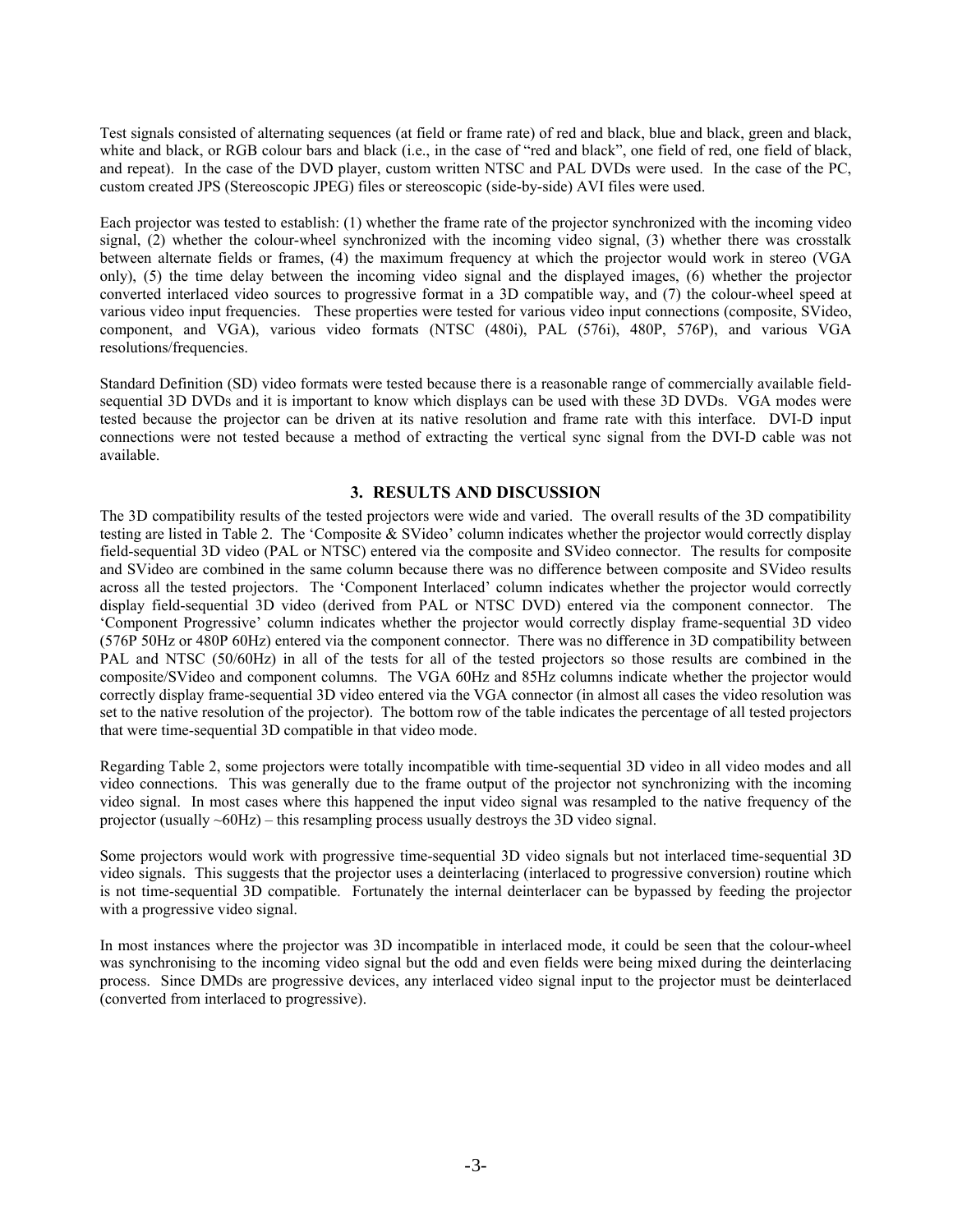Test signals consisted of alternating sequences (at field or frame rate) of red and black, blue and black, green and black, white and black, or RGB colour bars and black (i.e., in the case of "red and black", one field of red, one field of black, and repeat). In the case of the DVD player, custom written NTSC and PAL DVDs were used. In the case of the PC, custom created JPS (Stereoscopic JPEG) files or stereoscopic (side-by-side) AVI files were used.

Each projector was tested to establish: (1) whether the frame rate of the projector synchronized with the incoming video signal, (2) whether the colour-wheel synchronized with the incoming video signal, (3) whether there was crosstalk between alternate fields or frames, (4) the maximum frequency at which the projector would work in stereo (VGA only), (5) the time delay between the incoming video signal and the displayed images, (6) whether the projector converted interlaced video sources to progressive format in a 3D compatible way, and (7) the colour-wheel speed at various video input frequencies. These properties were tested for various video input connections (composite, SVideo, component, and VGA), various video formats (NTSC (480i), PAL (576i), 480P, 576P), and various VGA resolutions/frequencies.

Standard Definition (SD) video formats were tested because there is a reasonable range of commercially available field-sequential 3D DVDs and it is important to know which displays can be used with these 3D DVDs. VGA modes were tested because the projector can be driven at its native resolution and frame rate with this interface. DVI-D input connections were not tested because a method of extracting the vertical sync signal from the DVI-D cable was not available.

## 3. RESULTS AND DISCUSSION

The 3D compatibility results of the tested projectors were wide and varied. The overall results of the 3D compatibility testing are listed in Table 2. The 'Composite & SVideo' column indicates whether the projector would correctly display field-sequential 3D video (PAL or NTSC) entered via the composite and SVideo connector. The results for composite and SVideo are combined in the same column because there was no difference between composite and SVideo results across all the tested projectors. The 'Component Interlaced' column indicates whether the projector would correctly display field-sequential 3D video (derived from PAL or NTSC DVD) entered via the component connector. The 'Component Progressive' column indicates whether the projector would correctly display frame-sequential 3D video (576P 50Hz or 480P 60Hz) entered via the component connector. There was no difference in 3D compatibility between PAL and NTSC (50/60Hz) in all of the tests for all of the tested projectors so those results are combined in the composite/SVideo and component columns. The VGA 60Hz and 85Hz columns indicate whether the projector would correctly display frame-sequential 3D video entered via the VGA connector (in almost all cases the video resolution was set to the native resolution of the projector). The bottom row of the table indicates the percentage of all tested projectors that were time-sequential 3D compatible in that video mode.

Regarding Table 2, some projectors were totally incompatible with time-sequential 3D video in all video modes and all video connections. This was generally due to the frame output of the projector not synchronizing with the incoming video signal. In most cases where this happened the input video signal was resampled to the native frequency of the projector (usually ~60Hz) – this resampling process usually destroys the 3D video signal.

Some projectors would work with progressive time-sequential 3D video signals but not interlaced time-sequential 3D video signals. This suggests that the projector uses a deinterlacing (interlaced to progressive conversion) routine which is not time-sequential 3D compatible. Fortunately the internal deinterlacer can be bypassed by feeding the projector with a progressive video signal.

In most instances where the projector was 3D incompatible in interlaced mode, it could be seen that the colour-wheel was synchronising to the incoming video signal but the odd and even fields were being mixed during the deinterlacing process. Since DMDs are progressive devices, any interlaced video signal input to the projector must be deinterlaced (converted from interlaced to progressive).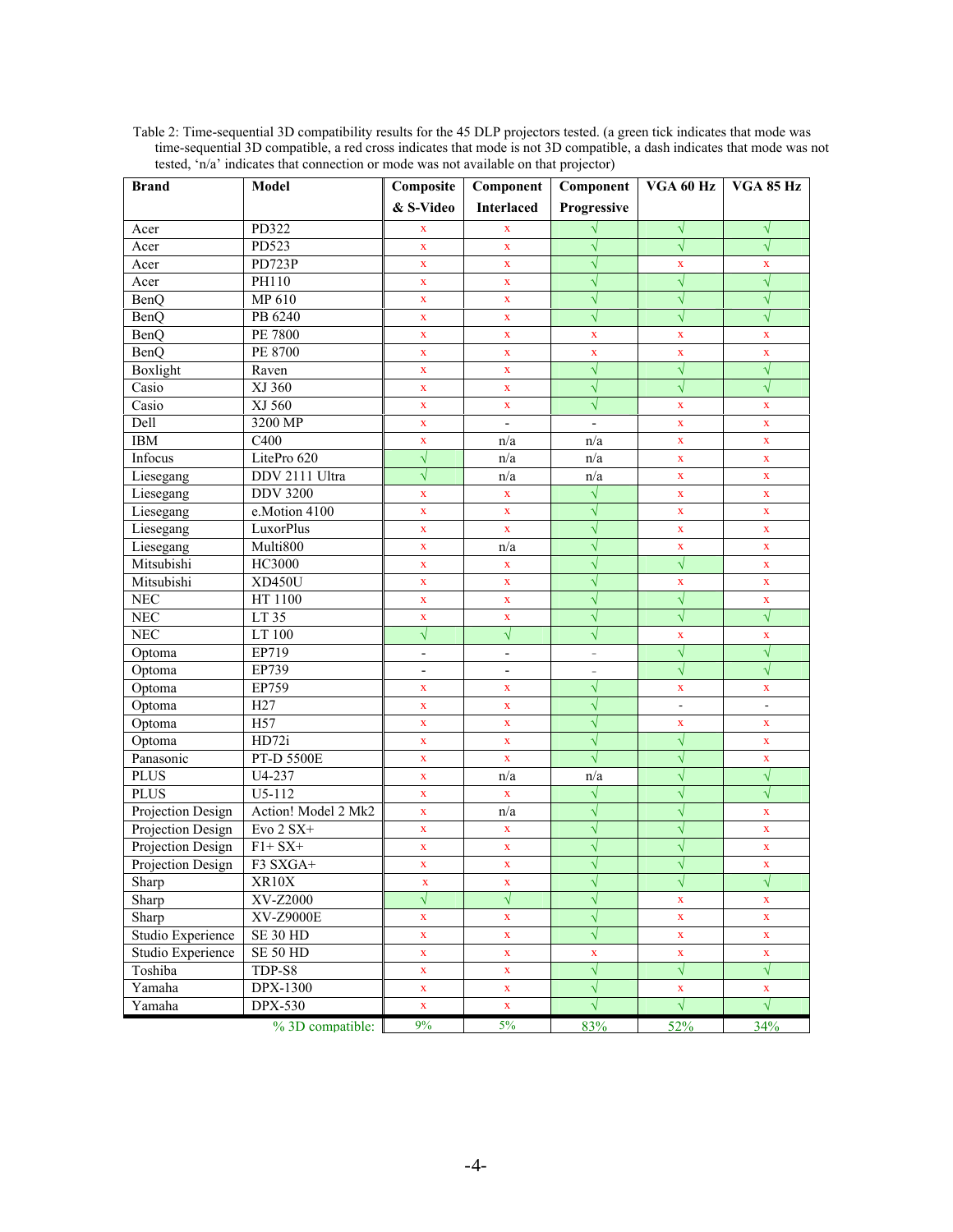Table 2: Time-sequential 3D compatibility results for the 45 DLP projectors tested. (a green tick indicates that mode was time-sequential 3D compatible, a red cross indicates that mode is not 3D compatible, a dash indicates that mode was not tested, 'n/a' indicates that connection or mode was not available on that projector)

| Brand | Model | Composite & S-Video | Component Interlaced | Component Progressive | VGA 60 Hz | VGA 85 Hz |
|---|---|---|---|---|---|---|
| Acer | PD322 | x | x | √ | √ | √ |
| Acer | PD523 | x | x | √ | √ | √ |
| Acer | PD723P | x | x | √ | x | x |
| Acer | PH110 | x | x | √ | √ | √ |
| BenQ | MP 610 | x | x | √ | √ | √ |
| BenQ | PB 6240 | x | x | √ | √ | √ |
| BenQ | PE 7800 | x | x | x | x | x |
| BenQ | PE 8700 | x | x | x | x | x |
| Boxlight | Raven | x | x | √ | √ | √ |
| Casio | XJ 360 | x | x | √ | √ | √ |
| Casio | XJ 560 | x | x | √ | x | x |
| Dell | 3200 MP | x | - | - | x | x |
| IBM | C400 | x | n/a | n/a | x | x |
| Infocus | LitePro 620 | √ | n/a | n/a | x | x |
| Liesegang | DDV 2111 Ultra | √ | n/a | n/a | x | x |
| Liesegang | DDV 3200 | x | x | √ | x | x |
| Liesegang | e.Motion 4100 | x | x | √ | x | x |
| Liesegang | LuxorPlus | x | x | √ | x | x |
| Liesegang | Multi800 | x | n/a | √ | x | x |
| Mitsubishi | HC3000 | x | x | √ | √ | x |
| Mitsubishi | XD450U | x | x | √ | x | x |
| NEC | HT 1100 | x | x | √ | √ | x |
| NEC | LT 35 | x | x | √ | √ | √ |
| NEC | LT 100 | √ | √ | √ | x | x |
| Optoma | EP719 | - | - | - | √ | √ |
| Optoma | EP739 | - | - | - | √ | √ |
| Optoma | EP759 | x | x | √ | x | x |
| Optoma | H27 | x | x | √ | - | - |
| Optoma | H57 | x | x | √ | x | x |
| Optoma | HD72i | x | x | √ | √ | x |
| Panasonic | PT-D 5500E | x | x | √ | √ | x |
| PLUS | U4-237 | x | n/a | n/a | √ | √ |
| PLUS | U5-112 | x | x | √ | √ | √ |
| Projection Design | Action! Model 2 Mk2 | x | n/a | √ | √ | x |
| Projection Design | Evo 2 SX+ | x | x | √ | √ | x |
| Projection Design | F1+ SX+ | x | x | √ | √ | x |
| Projection Design | F3 SXGA+ | x | x | √ | √ | x |
| Sharp | XR10X | x | x | √ | √ | √ |
| Sharp | XV-Z2000 | √ | √ | √ | x | x |
| Sharp | XV-Z9000E | x | x | √ | x | x |
| Studio Experience | SE 30 HD | x | x | √ | x | x |
| Studio Experience | SE 50 HD | x | x | x | x | x |
| Toshiba | TDP-S8 | x | x | √ | √ | √ |
| Yamaha | DPX-1300 | x | x | √ | x | x |
| Yamaha | DPX-530 | x | x | √ | √ | √ |
| | % 3D compatible: | 9% | 5% | 83% | 52% | 34% |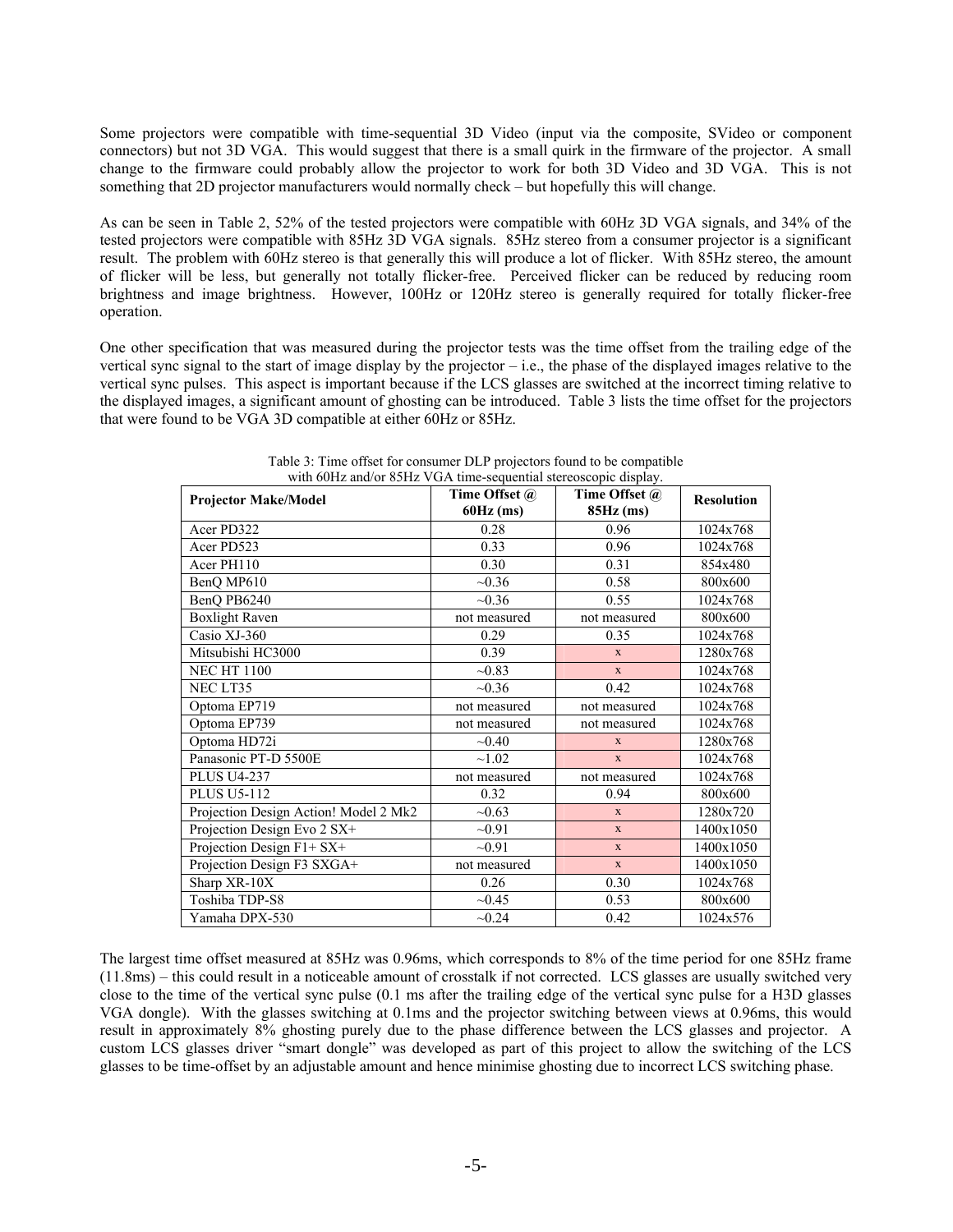Some projectors were compatible with time-sequential 3D Video (input via the composite, SVideo or component connectors) but not 3D VGA. This would suggest that there is a small quirk in the firmware of the projector. A small change to the firmware could probably allow the projector to work for both 3D Video and 3D VGA. This is not something that 2D projector manufacturers would normally check – but hopefully this will change.

As can be seen in Table 2, 52% of the tested projectors were compatible with 60Hz 3D VGA signals, and 34% of the tested projectors were compatible with 85Hz 3D VGA signals. 85Hz stereo from a consumer projector is a significant result. The problem with 60Hz stereo is that generally this will produce a lot of flicker. With 85Hz stereo, the amount of flicker will be less, but generally not totally flicker-free. Perceived flicker can be reduced by reducing room brightness and image brightness. However, 100Hz or 120Hz stereo is generally required for totally flicker-free operation.

One other specification that was measured during the projector tests was the time offset from the trailing edge of the vertical sync signal to the start of image display by the projector – i.e., the phase of the displayed images relative to the vertical sync pulses. This aspect is important because if the LCS glasses are switched at the incorrect timing relative to the displayed images, a significant amount of ghosting can be introduced. Table 3 lists the time offset for the projectors that were found to be VGA 3D compatible at either 60Hz or 85Hz.

Table 3: Time offset for consumer DLP projectors found to be compatible with 60Hz and/or 85Hz VGA time-sequential stereoscopic display.

| Projector Make/Model | Time Offset @ 60Hz (ms) | Time Offset @ 85Hz (ms) | Resolution |
|---|---|---|---|
| Acer PD322 | 0.28 | 0.96 | 1024x768 |
| Acer PD523 | 0.33 | 0.96 | 1024x768 |
| Acer PH110 | 0.30 | 0.31 | 854x480 |
| BenQ MP610 | ~0.36 | 0.58 | 800x600 |
| BenQ PB6240 | ~0.36 | 0.55 | 1024x768 |
| Boxlight Raven | not measured | not measured | 800x600 |
| Casio XJ-360 | 0.29 | 0.35 | 1024x768 |
| Mitsubishi HC3000 | 0.39 | x | 1280x768 |
| NEC HT 1100 | ~0.83 | x | 1024x768 |
| NEC LT35 | ~0.36 | 0.42 | 1024x768 |
| Optoma EP719 | not measured | not measured | 1024x768 |
| Optoma EP739 | not measured | not measured | 1024x768 |
| Optoma HD72i | ~0.40 | x | 1280x768 |
| Panasonic PT-D 5500E | ~1.02 | x | 1024x768 |
| PLUS U4-237 | not measured | not measured | 1024x768 |
| PLUS U5-112 | 0.32 | 0.94 | 800x600 |
| Projection Design Action! Model 2 Mk2 | ~0.63 | x | 1280x720 |
| Projection Design Evo 2 SX+ | ~0.91 | x | 1400x1050 |
| Projection Design F1+ SX+ | ~0.91 | x | 1400x1050 |
| Projection Design F3 SXGA+ | not measured | x | 1400x1050 |
| Sharp XR-10X | 0.26 | 0.30 | 1024x768 |
| Toshiba TDP-S8 | ~0.45 | 0.53 | 800x600 |
| Yamaha DPX-530 | ~0.24 | 0.42 | 1024x576 |

The largest time offset measured at 85Hz was 0.96ms, which corresponds to 8% of the time period for one 85Hz frame (11.8ms) – this could result in a noticeable amount of crosstalk if not corrected. LCS glasses are usually switched very close to the time of the vertical sync pulse (0.1 ms after the trailing edge of the vertical sync pulse for a H3D glasses VGA dongle). With the glasses switching at 0.1ms and the projector switching between views at 0.96ms, this would result in approximately 8% ghosting purely due to the phase difference between the LCS glasses and projector. A custom LCS glasses driver "smart dongle" was developed as part of this project to allow the switching of the LCS glasses to be time-offset by an adjustable amount and hence minimise ghosting due to incorrect LCS switching phase.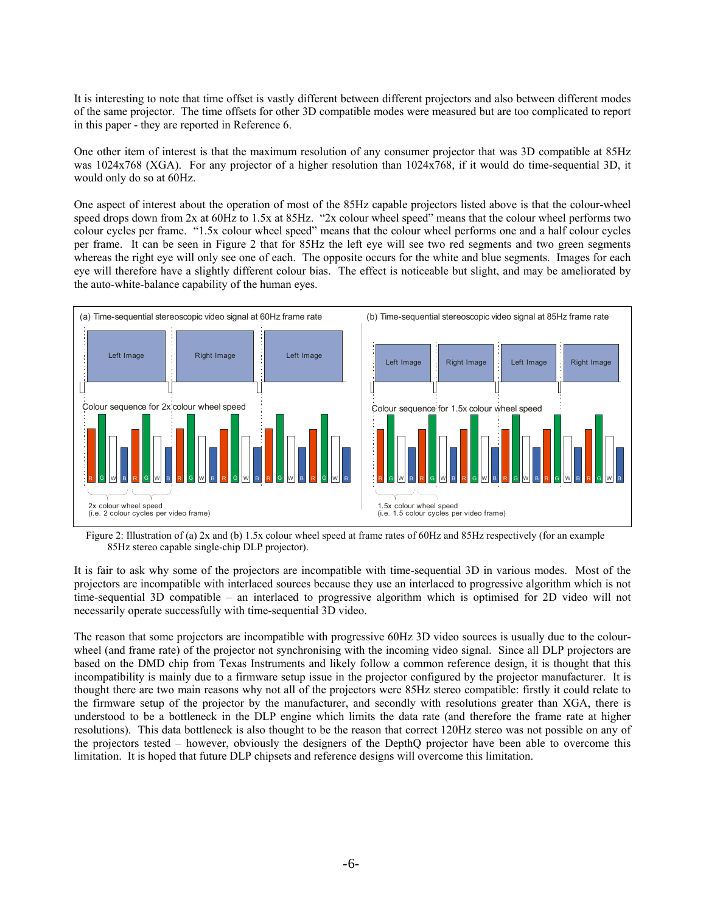It is interesting to note that time offset is vastly different between different projectors and also between different modes of the same projector. The time offsets for other 3D compatible modes were measured but are too complicated to report in this paper - they are reported in Reference 6.

One other item of interest is that the maximum resolution of any consumer projector that was 3D compatible at 85Hz was 1024x768 (XGA). For any projector of a higher resolution than 1024x768, if it would do time-sequential 3D, it would only do so at 60Hz.

One aspect of interest about the operation of most of the 85Hz capable projectors listed above is that the colour-wheel speed drops down from 2x at 60Hz to 1.5x at 85Hz. "2x colour wheel speed" means that the colour wheel performs two colour cycles per frame. "1.5x colour wheel speed" means that the colour wheel performs one and a half colour cycles per frame. It can be seen in Figure 2 that for 85Hz the left eye will see two red segments and two green segments whereas the right eye will only see one of each. The opposite occurs for the white and blue segments. Images for each eye will therefore have a slightly different colour bias. The effect is noticeable but slight, and may be ameliorated by the auto-white-balance capability of the human eyes.

(a) Time-sequential stereoscopic video signal at 60Hz frame rate

Left Image | Right Image | Left Image

Colour sequence for 2x colour wheel speed

2x colour wheel speed
(i.e. 2 colour cycles per video frame)

(b) Time-sequential stereoscopic video signal at 85Hz frame rate

Left Image | Right Image | Left Image | Right Image

Colour sequence for 1.5x colour wheel speed

1.5x colour wheel speed
(i.e. 1.5 colour cycles per video frame)

Figure 2: Illustration of (a) 2x and (b) 1.5x colour wheel speed at frame rates of 60Hz and 85Hz respectively (for an example 85Hz stereo capable single-chip DLP projector).

It is fair to ask why some of the projectors are incompatible with time-sequential 3D in various modes. Most of the projectors are incompatible with interlaced sources because they use an interlaced to progressive algorithm which is not time-sequential 3D compatible – an interlaced to progressive algorithm which is optimised for 2D video will not necessarily operate successfully with time-sequential 3D video.

The reason that some projectors are incompatible with progressive 60Hz 3D video sources is usually due to the colour-wheel (and frame rate) of the projector not synchronising with the incoming video signal. Since all DLP projectors are based on the DMD chip from Texas Instruments and likely follow a common reference design, it is thought that this incompatibility is mainly due to a firmware setup issue in the projector configured by the projector manufacturer. It is thought there are two main reasons why not all of the projectors were 85Hz stereo compatible: firstly it could relate to the firmware setup of the projector by the manufacturer, and secondly with resolutions greater than XGA, there is understood to be a bottleneck in the DLP engine which limits the data rate (and therefore the frame rate at higher resolutions). This data bottleneck is also thought to be the reason that correct 120Hz stereo was not possible on any of the projectors tested – however, obviously the designers of the DepthQ projector have been able to overcome this limitation. It is hoped that future DLP chipsets and reference designs will overcome this limitation.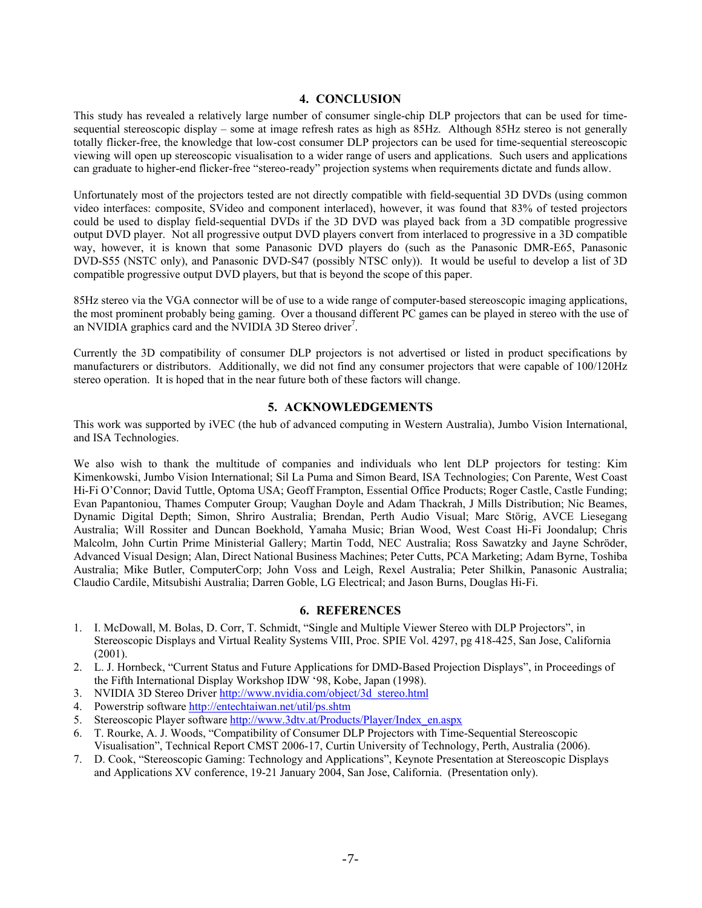## 4. CONCLUSION

This study has revealed a relatively large number of consumer single-chip DLP projectors that can be used for time-sequential stereoscopic display – some at image refresh rates as high as 85Hz. Although 85Hz stereo is not generally totally flicker-free, the knowledge that low-cost consumer DLP projectors can be used for time-sequential stereoscopic viewing will open up stereoscopic visualisation to a wider range of users and applications. Such users and applications can graduate to higher-end flicker-free "stereo-ready" projection systems when requirements dictate and funds allow.

Unfortunately most of the projectors tested are not directly compatible with field-sequential 3D DVDs (using common video interfaces: composite, SVideo and component interlaced), however, it was found that 83% of tested projectors could be used to display field-sequential DVDs if the 3D DVD was played back from a 3D compatible progressive output DVD player. Not all progressive output DVD players convert from interlaced to progressive in a 3D compatible way, however, it is known that some Panasonic DVD players do (such as the Panasonic DMR-E65, Panasonic DVD-S55 (NSTC only), and Panasonic DVD-S47 (possibly NTSC only)). It would be useful to develop a list of 3D compatible progressive output DVD players, but that is beyond the scope of this paper.

85Hz stereo via the VGA connector will be of use to a wide range of computer-based stereoscopic imaging applications, the most prominent probably being gaming. Over a thousand different PC games can be played in stereo with the use of an NVIDIA graphics card and the NVIDIA 3D Stereo driver[7].

Currently the 3D compatibility of consumer DLP projectors is not advertised or listed in product specifications by manufacturers or distributors. Additionally, we did not find any consumer projectors that were capable of 100/120Hz stereo operation. It is hoped that in the near future both of these factors will change.

## 5. ACKNOWLEDGEMENTS

This work was supported by iVEC (the hub of advanced computing in Western Australia), Jumbo Vision International, and ISA Technologies.

We also wish to thank the multitude of companies and individuals who lent DLP projectors for testing: Kim Kimenkowski, Jumbo Vision International; Sil La Puma and Simon Beard, ISA Technologies; Con Parente, West Coast Hi-Fi O'Connor; David Tuttle, Optoma USA; Geoff Frampton, Essential Office Products; Roger Castle, Castle Funding; Evan Papantoniou, Thames Computer Group; Vaughan Doyle and Adam Thackrah, J Mills Distribution; Nic Beames, Dynamic Digital Depth; Simon, Shriro Australia; Brendan, Perth Audio Visual; Marc Störig, AVCE Liesegang Australia; Will Rossiter and Duncan Boekhold, Yamaha Music; Brian Wood, West Coast Hi-Fi Joondalup; Chris Malcolm, John Curtin Prime Ministerial Gallery; Martin Todd, NEC Australia; Ross Sawatzky and Jayne Schröder, Advanced Visual Design; Alan, Direct National Business Machines; Peter Cutts, PCA Marketing; Adam Byrne, Toshiba Australia; Mike Butler, ComputerCorp; John Voss and Leigh, Rexel Australia; Peter Shilkin, Panasonic Australia; Claudio Cardile, Mitsubishi Australia; Darren Goble, LG Electrical; and Jason Burns, Douglas Hi-Fi.

## 6. REFERENCES

1. I. McDowall, M. Bolas, D. Corr, T. Schmidt, "Single and Multiple Viewer Stereo with DLP Projectors", in Stereoscopic Displays and Virtual Reality Systems VIII, Proc. SPIE Vol. 4297, pg 418-425, San Jose, California (2001).
2. L. J. Hornbeck, "Current Status and Future Applications for DMD-Based Projection Displays", in Proceedings of the Fifth International Display Workshop IDW '98, Kobe, Japan (1998).
3. NVIDIA 3D Stereo Driver http://www.nvidia.com/object/3d_stereo.html
4. Powerstrip software http://entechtaiwan.net/util/ps.shtm
5. Stereoscopic Player software http://www.3dtv.at/Products/Player/Index_en.aspx
6. T. Rourke, A. J. Woods, "Compatibility of Consumer DLP Projectors with Time-Sequential Stereoscopic Visualisation", Technical Report CMST 2006-17, Curtin University of Technology, Perth, Australia (2006).
7. D. Cook, "Stereoscopic Gaming: Technology and Applications", Keynote Presentation at Stereoscopic Displays and Applications XV conference, 19-21 January 2004, San Jose, California. (Presentation only).